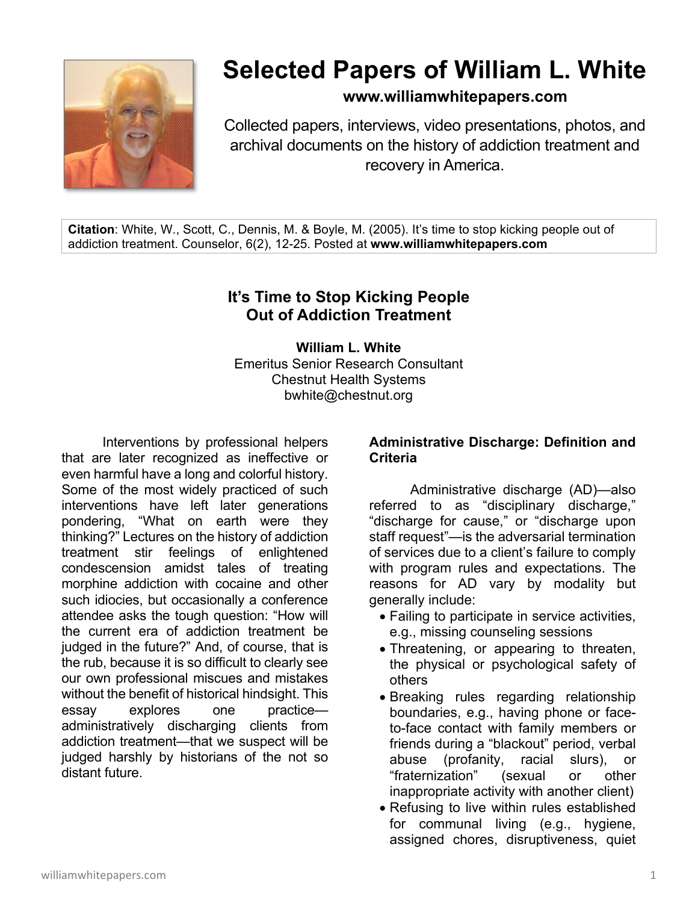# Selected Papers of William L. White

**www.williamwhitepapers.com**

Collected papers, interviews, video presentations, photos, and archival documents on the history of addiction treatment and recovery in America.

**Citation**: White, W., Scott, C., Dennis, M. & Boyle, M. (2005). It's time to stop kicking people out of addiction treatment. Counselor, 6(2), 12-25. Posted at **www.williamwhitepapers.com**

## It's Time to Stop Kicking People Out of Addiction Treatment

**William L. White**
Emeritus Senior Research Consultant
Chestnut Health Systems
bwhite@chestnut.org

Interventions by professional helpers that are later recognized as ineffective or even harmful have a long and colorful history. Some of the most widely practiced of such interventions have left later generations pondering, "What on earth were they thinking?" Lectures on the history of addiction treatment stir feelings of enlightened condescension amidst tales of treating morphine addiction with cocaine and other such idiocies, but occasionally a conference attendee asks the tough question: "How will the current era of addiction treatment be judged in the future?" And, of course, that is the rub, because it is so difficult to clearly see our own professional miscues and mistakes without the benefit of historical hindsight. This essay explores one practice—administratively discharging clients from addiction treatment—that we suspect will be judged harshly by historians of the not so distant future.

### Administrative Discharge: Definition and Criteria

Administrative discharge (AD)—also referred to as "disciplinary discharge," "discharge for cause," or "discharge upon staff request"—is the adversarial termination of services due to a client's failure to comply with program rules and expectations. The reasons for AD vary by modality but generally include:

- Failing to participate in service activities, e.g., missing counseling sessions
- Threatening, or appearing to threaten, the physical or psychological safety of others
- Breaking rules regarding relationship boundaries, e.g., having phone or face-to-face contact with family members or friends during a "blackout" period, verbal abuse (profanity, racial slurs), or "fraternization" (sexual or other inappropriate activity with another client)
- Refusing to live within rules established for communal living (e.g., hygiene, assigned chores, disruptiveness, quiet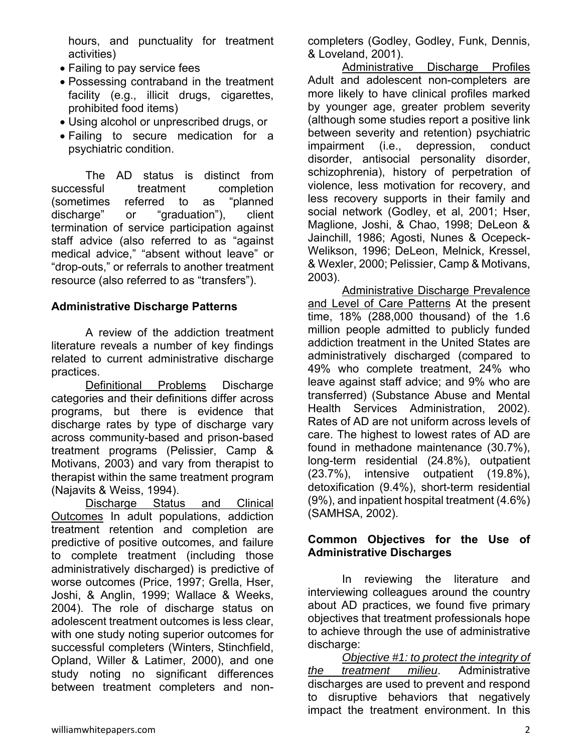hours, and punctuality for treatment activities)

- Failing to pay service fees
- Possessing contraband in the treatment facility (e.g., illicit drugs, cigarettes, prohibited food items)
- Using alcohol or unprescribed drugs, or
- Failing to secure medication for a psychiatric condition.

The AD status is distinct from successful treatment completion (sometimes referred to as "planned discharge" or "graduation"), client termination of service participation against staff advice (also referred to as "against medical advice," "absent without leave" or "drop-outs," or referrals to another treatment resource (also referred to as "transfers").

**Administrative Discharge Patterns**

A review of the addiction treatment literature reveals a number of key findings related to current administrative discharge practices.

Definitional Problems Discharge categories and their definitions differ across programs, but there is evidence that discharge rates by type of discharge vary across community-based and prison-based treatment programs (Pelissier, Camp & Motivans, 2003) and vary from therapist to therapist within the same treatment program (Najavits & Weiss, 1994).

Discharge Status and Clinical Outcomes In adult populations, addiction treatment retention and completion are predictive of positive outcomes, and failure to complete treatment (including those administratively discharged) is predictive of worse outcomes (Price, 1997; Grella, Hser, Joshi, & Anglin, 1999; Wallace & Weeks, 2004). The role of discharge status on adolescent treatment outcomes is less clear, with one study noting superior outcomes for successful completers (Winters, Stinchfield, Opland, Willer & Latimer, 2000), and one study noting no significant differences between treatment completers and non-completers (Godley, Godley, Funk, Dennis, & Loveland, 2001).

Administrative Discharge Profiles Adult and adolescent non-completers are more likely to have clinical profiles marked by younger age, greater problem severity (although some studies report a positive link between severity and retention) psychiatric impairment (i.e., depression, conduct disorder, antisocial personality disorder, schizophrenia), history of perpetration of violence, less motivation for recovery, and less recovery supports in their family and social network (Godley, et al, 2001; Hser, Maglione, Joshi, & Chao, 1998; DeLeon & Jainchill, 1986; Agosti, Nunes & Ocepeck-Welikson, 1996; DeLeon, Melnick, Kressel, & Wexler, 2000; Pelissier, Camp & Motivans, 2003).

Administrative Discharge Prevalence and Level of Care Patterns At the present time, 18% (288,000 thousand) of the 1.6 million people admitted to publicly funded addiction treatment in the United States are administratively discharged (compared to 49% who complete treatment, 24% who leave against staff advice; and 9% who are transferred) (Substance Abuse and Mental Health Services Administration, 2002). Rates of AD are not uniform across levels of care. The highest to lowest rates of AD are found in methadone maintenance (30.7%), long-term residential (24.8%), outpatient (23.7%), intensive outpatient (19.8%), detoxification (9.4%), short-term residential (9%), and inpatient hospital treatment (4.6%) (SAMHSA, 2002).

**Common Objectives for the Use of Administrative Discharges**

In reviewing the literature and interviewing colleagues around the country about AD practices, we found five primary objectives that treatment professionals hope to achieve through the use of administrative discharge:

*Objective #1: to protect the integrity of the treatment milieu*. Administrative discharges are used to prevent and respond to disruptive behaviors that negatively impact the treatment environment. In this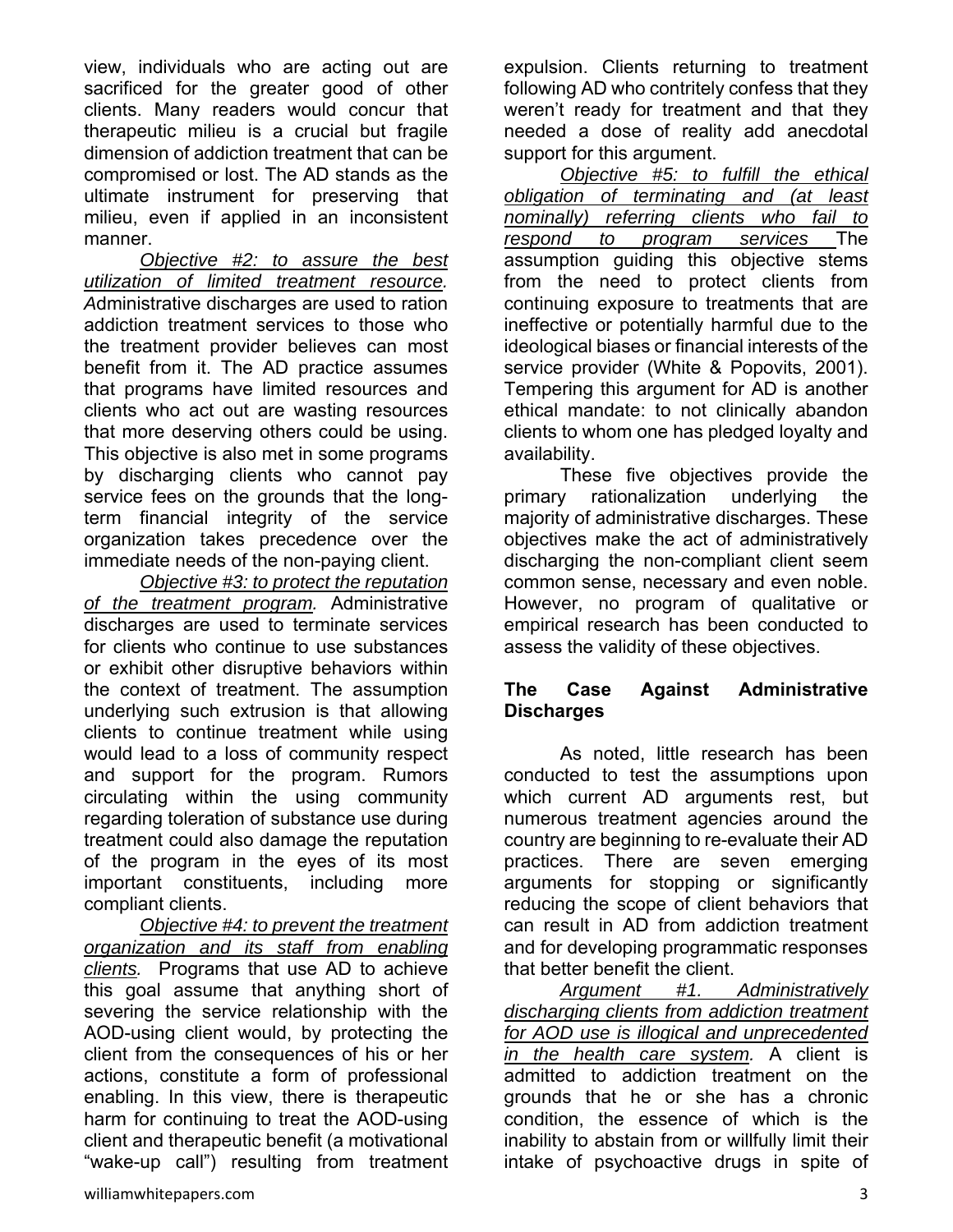view, individuals who are acting out are sacrificed for the greater good of other clients. Many readers would concur that therapeutic milieu is a crucial but fragile dimension of addiction treatment that can be compromised or lost. The AD stands as the ultimate instrument for preserving that milieu, even if applied in an inconsistent manner.

*Objective #2: to assure the best utilization of limited treatment resource.* Administrative discharges are used to ration addiction treatment services to those who the treatment provider believes can most benefit from it. The AD practice assumes that programs have limited resources and clients who act out are wasting resources that more deserving others could be using. This objective is also met in some programs by discharging clients who cannot pay service fees on the grounds that the long-term financial integrity of the service organization takes precedence over the immediate needs of the non-paying client.

*Objective #3: to protect the reputation of the treatment program.* Administrative discharges are used to terminate services for clients who continue to use substances or exhibit other disruptive behaviors within the context of treatment. The assumption underlying such extrusion is that allowing clients to continue treatment while using would lead to a loss of community respect and support for the program. Rumors circulating within the using community regarding toleration of substance use during treatment could also damage the reputation of the program in the eyes of its most important constituents, including more compliant clients.

*Objective #4: to prevent the treatment organization and its staff from enabling clients.* Programs that use AD to achieve this goal assume that anything short of severing the service relationship with the AOD-using client would, by protecting the client from the consequences of his or her actions, constitute a form of professional enabling. In this view, there is therapeutic harm for continuing to treat the AOD-using client and therapeutic benefit (a motivational "wake-up call") resulting from treatment expulsion. Clients returning to treatment following AD who contritely confess that they weren't ready for treatment and that they needed a dose of reality add anecdotal support for this argument.

*Objective #5: to fulfill the ethical obligation of terminating and (at least nominally) referring clients who fail to respond to program services* The assumption guiding this objective stems from the need to protect clients from continuing exposure to treatments that are ineffective or potentially harmful due to the ideological biases or financial interests of the service provider (White & Popovits, 2001). Tempering this argument for AD is another ethical mandate: to not clinically abandon clients to whom one has pledged loyalty and availability.

These five objectives provide the primary rationalization underlying the majority of administrative discharges. These objectives make the act of administratively discharging the non-compliant client seem common sense, necessary and even noble. However, no program of qualitative or empirical research has been conducted to assess the validity of these objectives.

## The Case Against Administrative Discharges

As noted, little research has been conducted to test the assumptions upon which current AD arguments rest, but numerous treatment agencies around the country are beginning to re-evaluate their AD practices. There are seven emerging arguments for stopping or significantly reducing the scope of client behaviors that can result in AD from addiction treatment and for developing programmatic responses that better benefit the client.

*Argument #1. Administratively discharging clients from addiction treatment for AOD use is illogical and unprecedented in the health care system.* A client is admitted to addiction treatment on the grounds that he or she has a chronic condition, the essence of which is the inability to abstain from or willfully limit their intake of psychoactive drugs in spite of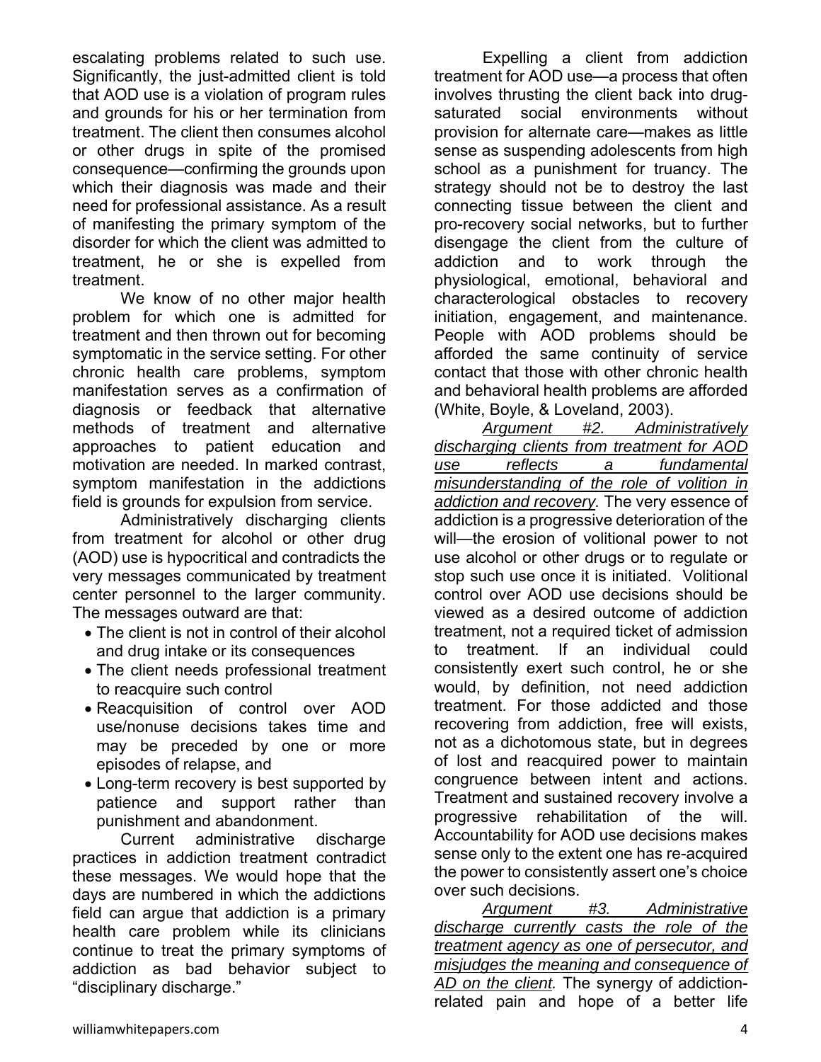escalating problems related to such use. Significantly, the just-admitted client is told that AOD use is a violation of program rules and grounds for his or her termination from treatment. The client then consumes alcohol or other drugs in spite of the promised consequence—confirming the grounds upon which their diagnosis was made and their need for professional assistance. As a result of manifesting the primary symptom of the disorder for which the client was admitted to treatment, he or she is expelled from treatment.

We know of no other major health problem for which one is admitted for treatment and then thrown out for becoming symptomatic in the service setting. For other chronic health care problems, symptom manifestation serves as a confirmation of diagnosis or feedback that alternative methods of treatment and alternative approaches to patient education and motivation are needed. In marked contrast, symptom manifestation in the addictions field is grounds for expulsion from service.

Administratively discharging clients from treatment for alcohol or other drug (AOD) use is hypocritical and contradicts the very messages communicated by treatment center personnel to the larger community. The messages outward are that:

- The client is not in control of their alcohol and drug intake or its consequences
- The client needs professional treatment to reacquire such control
- Reacquisition of control over AOD use/nonuse decisions takes time and may be preceded by one or more episodes of relapse, and
- Long-term recovery is best supported by patience and support rather than punishment and abandonment.

Current administrative discharge practices in addiction treatment contradict these messages. We would hope that the days are numbered in which the addictions field can argue that addiction is a primary health care problem while its clinicians continue to treat the primary symptoms of addiction as bad behavior subject to "disciplinary discharge."

Expelling a client from addiction treatment for AOD use—a process that often involves thrusting the client back into drug-saturated social environments without provision for alternate care—makes as little sense as suspending adolescents from high school as a punishment for truancy. The strategy should not be to destroy the last connecting tissue between the client and pro-recovery social networks, but to further disengage the client from the culture of addiction and to work through the physiological, emotional, behavioral and characterological obstacles to recovery initiation, engagement, and maintenance. People with AOD problems should be afforded the same continuity of service contact that those with other chronic health and behavioral health problems are afforded (White, Boyle, & Loveland, 2003).

*Argument #2. Administratively discharging clients from treatment for AOD use reflects a fundamental misunderstanding of the role of volition in addiction and recovery.* The very essence of addiction is a progressive deterioration of the will—the erosion of volitional power to not use alcohol or other drugs or to regulate or stop such use once it is initiated. Volitional control over AOD use decisions should be viewed as a desired outcome of addiction treatment, not a required ticket of admission to treatment. If an individual could consistently exert such control, he or she would, by definition, not need addiction treatment. For those addicted and those recovering from addiction, free will exists, not as a dichotomous state, but in degrees of lost and reacquired power to maintain congruence between intent and actions. Treatment and sustained recovery involve a progressive rehabilitation of the will. Accountability for AOD use decisions makes sense only to the extent one has re-acquired the power to consistently assert one's choice over such decisions.

*Argument #3. Administrative discharge currently casts the role of the treatment agency as one of persecutor, and misjudges the meaning and consequence of AD on the client.* The synergy of addiction-related pain and hope of a better life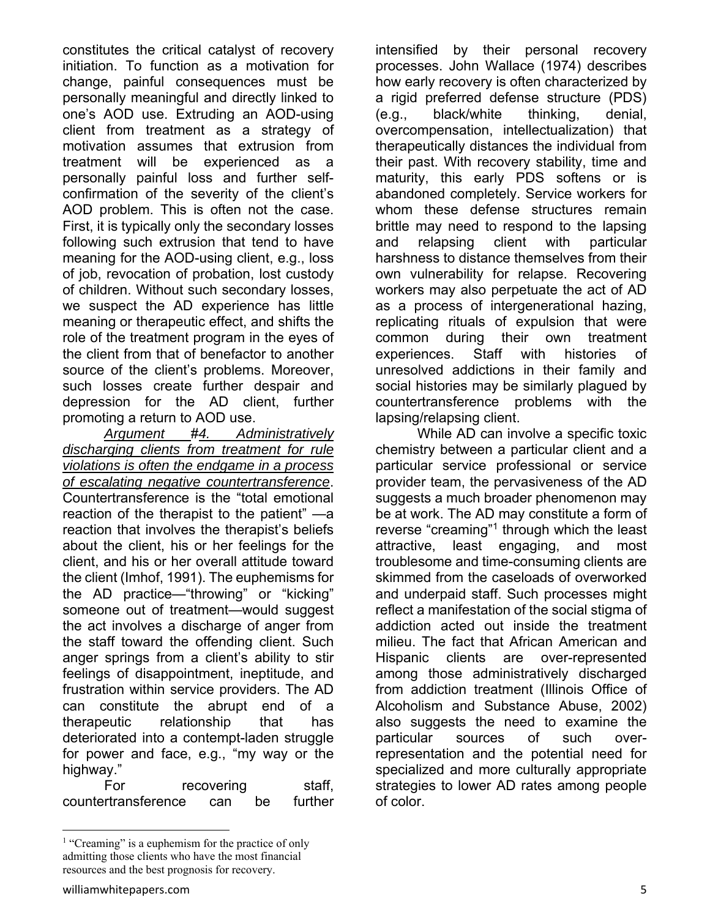constitutes the critical catalyst of recovery initiation. To function as a motivation for change, painful consequences must be personally meaningful and directly linked to one's AOD use. Extruding an AOD-using client from treatment as a strategy of motivation assumes that extrusion from treatment will be experienced as a personally painful loss and further self-confirmation of the severity of the client's AOD problem. This is often not the case. First, it is typically only the secondary losses following such extrusion that tend to have meaning for the AOD-using client, e.g., loss of job, revocation of probation, lost custody of children. Without such secondary losses, we suspect the AD experience has little meaning or therapeutic effect, and shifts the role of the treatment program in the eyes of the client from that of benefactor to another source of the client's problems. Moreover, such losses create further despair and depression for the AD client, further promoting a return to AOD use.

*Argument #4. Administratively discharging clients from treatment for rule violations is often the endgame in a process of escalating negative countertransference*. Countertransference is the "total emotional reaction of the therapist to the patient" —a reaction that involves the therapist's beliefs about the client, his or her feelings for the client, and his or her overall attitude toward the client (Imhof, 1991). The euphemisms for the AD practice—"throwing" or "kicking" someone out of treatment—would suggest the act involves a discharge of anger from the staff toward the offending client. Such anger springs from a client's ability to stir feelings of disappointment, ineptitude, and frustration within service providers. The AD can constitute the abrupt end of a therapeutic relationship that has deteriorated into a contempt-laden struggle for power and face, e.g., "my way or the highway."

For recovering staff, countertransference can be further intensified by their personal recovery processes. John Wallace (1974) describes how early recovery is often characterized by a rigid preferred defense structure (PDS) (e.g., black/white thinking, denial, overcompensation, intellectualization) that therapeutically distances the individual from their past. With recovery stability, time and maturity, this early PDS softens or is abandoned completely. Service workers for whom these defense structures remain brittle may need to respond to the lapsing and relapsing client with particular harshness to distance themselves from their own vulnerability for relapse. Recovering workers may also perpetuate the act of AD as a process of intergenerational hazing, replicating rituals of expulsion that were common during their own treatment experiences. Staff with histories of unresolved addictions in their family and social histories may be similarly plagued by countertransference problems with the lapsing/relapsing client.

While AD can involve a specific toxic chemistry between a particular client and a particular service professional or service provider team, the pervasiveness of the AD suggests a much broader phenomenon may be at work. The AD may constitute a form of reverse "creaming"[1] through which the least attractive, least engaging, and most troublesome and time-consuming clients are skimmed from the caseloads of overworked and underpaid staff. Such processes might reflect a manifestation of the social stigma of addiction acted out inside the treatment milieu. The fact that African American and Hispanic clients are over-represented among those administratively discharged from addiction treatment (Illinois Office of Alcoholism and Substance Abuse, 2002) also suggests the need to examine the particular sources of such over-representation and the potential need for specialized and more culturally appropriate strategies to lower AD rates among people of color.

[1] "Creaming" is a euphemism for the practice of only admitting those clients who have the most financial resources and the best prognosis for recovery.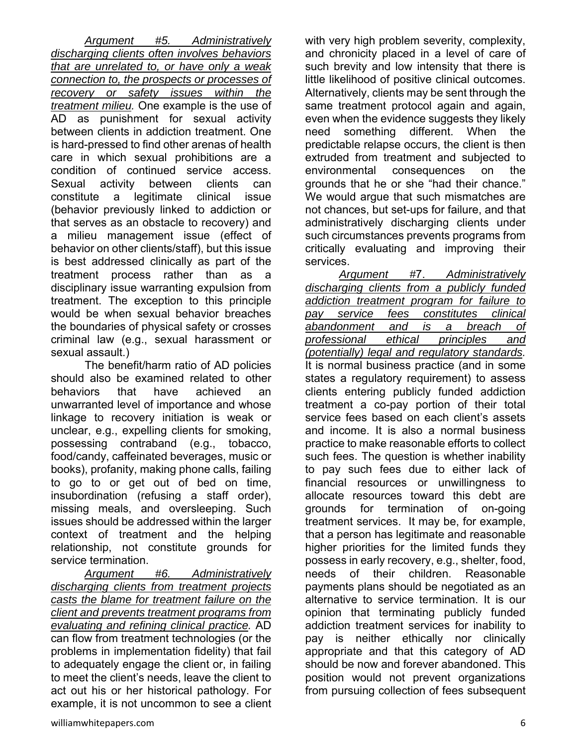*Argument #5. Administratively discharging clients often involves behaviors that are unrelated to, or have only a weak connection to, the prospects or processes of recovery or safety issues within the treatment milieu.* One example is the use of AD as punishment for sexual activity between clients in addiction treatment. One is hard-pressed to find other arenas of health care in which sexual prohibitions are a condition of continued service access. Sexual activity between clients can constitute a legitimate clinical issue (behavior previously linked to addiction or that serves as an obstacle to recovery) and a milieu management issue (effect of behavior on other clients/staff), but this issue is best addressed clinically as part of the treatment process rather than as a disciplinary issue warranting expulsion from treatment. The exception to this principle would be when sexual behavior breaches the boundaries of physical safety or crosses criminal law (e.g., sexual harassment or sexual assault.)

The benefit/harm ratio of AD policies should also be examined related to other behaviors that have achieved an unwarranted level of importance and whose linkage to recovery initiation is weak or unclear, e.g., expelling clients for smoking, possessing contraband (e.g., tobacco, food/candy, caffeinated beverages, music or books), profanity, making phone calls, failing to go to or get out of bed on time, insubordination (refusing a staff order), missing meals, and oversleeping. Such issues should be addressed within the larger context of treatment and the helping relationship, not constitute grounds for service termination.

*Argument #6. Administratively discharging clients from treatment projects casts the blame for treatment failure on the client and prevents treatment programs from evaluating and refining clinical practice.* AD can flow from treatment technologies (or the problems in implementation fidelity) that fail to adequately engage the client or, in failing to meet the client's needs, leave the client to act out his or her historical pathology. For example, it is not uncommon to see a client with very high problem severity, complexity, and chronicity placed in a level of care of such brevity and low intensity that there is little likelihood of positive clinical outcomes. Alternatively, clients may be sent through the same treatment protocol again and again, even when the evidence suggests they likely need something different. When the predictable relapse occurs, the client is then extruded from treatment and subjected to environmental consequences on the grounds that he or she "had their chance." We would argue that such mismatches are not chances, but set-ups for failure, and that administratively discharging clients under such circumstances prevents programs from critically evaluating and improving their services.

*Argument #7. Administratively discharging clients from a publicly funded addiction treatment program for failure to pay service fees constitutes clinical abandonment and is a breach of professional ethical principles and (potentially) legal and regulatory standards.* It is normal business practice (and in some states a regulatory requirement) to assess clients entering publicly funded addiction treatment a co-pay portion of their total service fees based on each client's assets and income. It is also a normal business practice to make reasonable efforts to collect such fees. The question is whether inability to pay such fees due to either lack of financial resources or unwillingness to allocate resources toward this debt are grounds for termination of on-going treatment services. It may be, for example, that a person has legitimate and reasonable higher priorities for the limited funds they possess in early recovery, e.g., shelter, food, needs of their children. Reasonable payments plans should be negotiated as an alternative to service termination. It is our opinion that terminating publicly funded addiction treatment services for inability to pay is neither ethically nor clinically appropriate and that this category of AD should be now and forever abandoned. This position would not prevent organizations from pursuing collection of fees subsequent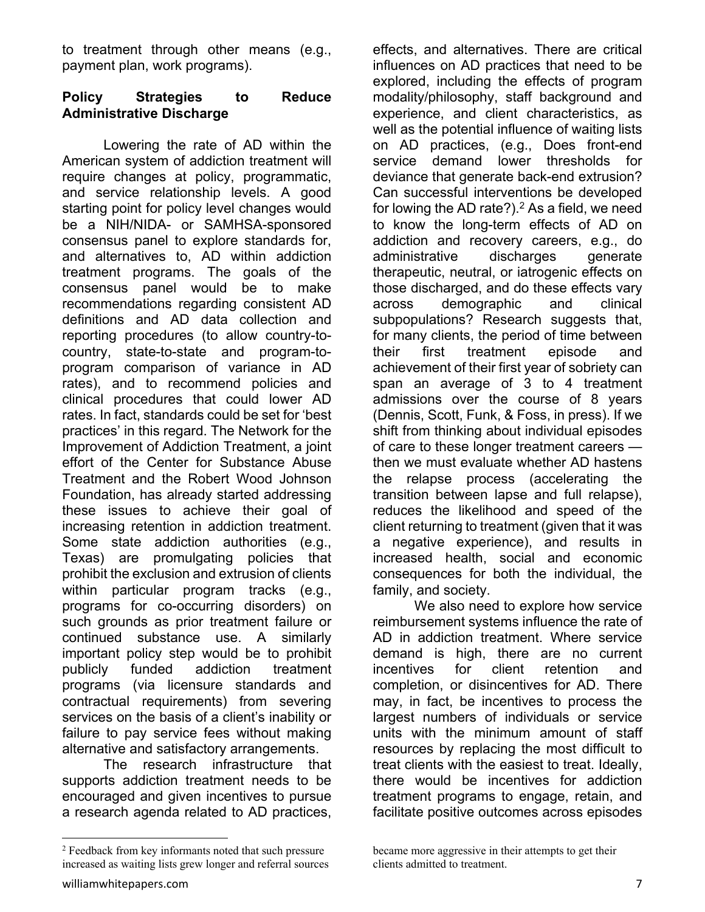to treatment through other means (e.g., payment plan, work programs).

**Policy Strategies to Reduce Administrative Discharge**

Lowering the rate of AD within the American system of addiction treatment will require changes at policy, programmatic, and service relationship levels. A good starting point for policy level changes would be a NIH/NIDA- or SAMHSA-sponsored consensus panel to explore standards for, and alternatives to, AD within addiction treatment programs. The goals of the consensus panel would be to make recommendations regarding consistent AD definitions and AD data collection and reporting procedures (to allow country-to-country, state-to-state and program-to-program comparison of variance in AD rates), and to recommend policies and clinical procedures that could lower AD rates. In fact, standards could be set for 'best practices' in this regard. The Network for the Improvement of Addiction Treatment, a joint effort of the Center for Substance Abuse Treatment and the Robert Wood Johnson Foundation, has already started addressing these issues to achieve their goal of increasing retention in addiction treatment. Some state addiction authorities (e.g., Texas) are promulgating policies that prohibit the exclusion and extrusion of clients within particular program tracks (e.g., programs for co-occurring disorders) on such grounds as prior treatment failure or continued substance use. A similarly important policy step would be to prohibit publicly funded addiction treatment programs (via licensure standards and contractual requirements) from severing services on the basis of a client's inability or failure to pay service fees without making alternative and satisfactory arrangements.

The research infrastructure that supports addiction treatment needs to be encouraged and given incentives to pursue a research agenda related to AD practices, effects, and alternatives. There are critical influences on AD practices that need to be explored, including the effects of program modality/philosophy, staff background and experience, and client characteristics, as well as the potential influence of waiting lists on AD practices, (e.g., Does front-end service demand lower thresholds for deviance that generate back-end extrusion? Can successful interventions be developed for lowing the AD rate?).[2] As a field, we need to know the long-term effects of AD on addiction and recovery careers, e.g., do administrative discharges generate therapeutic, neutral, or iatrogenic effects on those discharged, and do these effects vary across demographic and clinical subpopulations? Research suggests that, for many clients, the period of time between their first treatment episode and achievement of their first year of sobriety can span an average of 3 to 4 treatment admissions over the course of 8 years (Dennis, Scott, Funk, & Foss, in press). If we shift from thinking about individual episodes of care to these longer treatment careers — then we must evaluate whether AD hastens the relapse process (accelerating the transition between lapse and full relapse), reduces the likelihood and speed of the client returning to treatment (given that it was a negative experience), and results in increased health, social and economic consequences for both the individual, the family, and society.

We also need to explore how service reimbursement systems influence the rate of AD in addiction treatment. Where service demand is high, there are no current incentives for client retention and completion, or disincentives for AD. There may, in fact, be incentives to process the largest numbers of individuals or service units with the minimum amount of staff resources by replacing the most difficult to treat clients with the easiest to treat. Ideally, there would be incentives for addiction treatment programs to engage, retain, and facilitate positive outcomes across episodes

---

[2] Feedback from key informants noted that such pressure increased as waiting lists grew longer and referral sources became more aggressive in their attempts to get their clients admitted to treatment.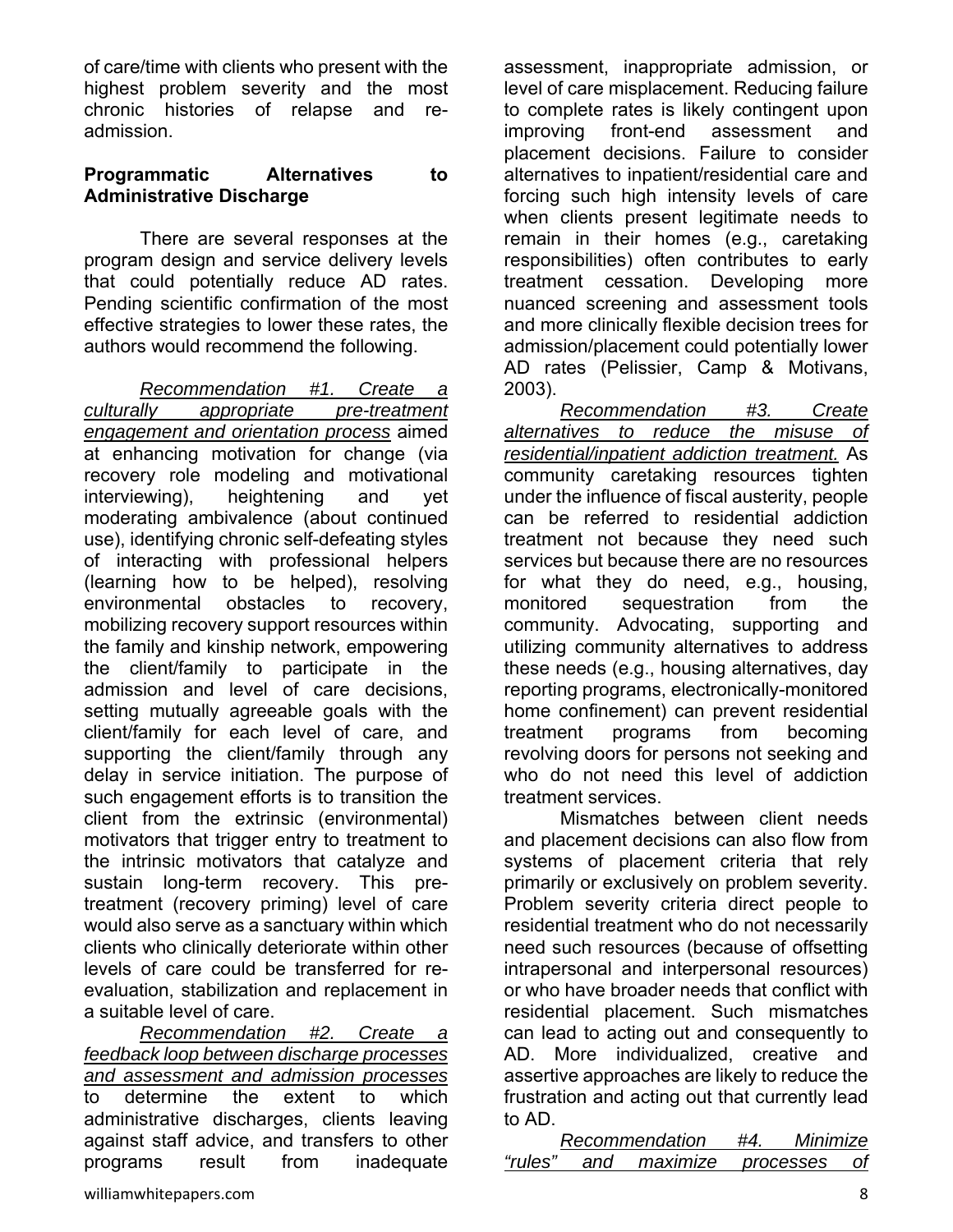of care/time with clients who present with the highest problem severity and the most chronic histories of relapse and re-admission.

**Programmatic Alternatives to Administrative Discharge**

There are several responses at the program design and service delivery levels that could potentially reduce AD rates. Pending scientific confirmation of the most effective strategies to lower these rates, the authors would recommend the following.

*Recommendation #1. Create a culturally appropriate pre-treatment engagement and orientation process* aimed at enhancing motivation for change (via recovery role modeling and motivational interviewing), heightening and yet moderating ambivalence (about continued use), identifying chronic self-defeating styles of interacting with professional helpers (learning how to be helped), resolving environmental obstacles to recovery, mobilizing recovery support resources within the family and kinship network, empowering the client/family to participate in the admission and level of care decisions, setting mutually agreeable goals with the client/family for each level of care, and supporting the client/family through any delay in service initiation. The purpose of such engagement efforts is to transition the client from the extrinsic (environmental) motivators that trigger entry to treatment to the intrinsic motivators that catalyze and sustain long-term recovery. This pre-treatment (recovery priming) level of care would also serve as a sanctuary within which clients who clinically deteriorate within other levels of care could be transferred for re-evaluation, stabilization and replacement in a suitable level of care.

*Recommendation #2. Create a feedback loop between discharge processes and assessment and admission processes* to determine the extent to which administrative discharges, clients leaving against staff advice, and transfers to other programs result from inadequate assessment, inappropriate admission, or level of care misplacement. Reducing failure to complete rates is likely contingent upon improving front-end assessment and placement decisions. Failure to consider alternatives to inpatient/residential care and forcing such high intensity levels of care when clients present legitimate needs to remain in their homes (e.g., caretaking responsibilities) often contributes to early treatment cessation. Developing more nuanced screening and assessment tools and more clinically flexible decision trees for admission/placement could potentially lower AD rates (Pelissier, Camp & Motivans, 2003).

*Recommendation #3. Create alternatives to reduce the misuse of residential/inpatient addiction treatment.* As community caretaking resources tighten under the influence of fiscal austerity, people can be referred to residential addiction treatment not because they need such services but because there are no resources for what they do need, e.g., housing, monitored sequestration from the community. Advocating, supporting and utilizing community alternatives to address these needs (e.g., housing alternatives, day reporting programs, electronically-monitored home confinement) can prevent residential treatment programs from becoming revolving doors for persons not seeking and who do not need this level of addiction treatment services.

Mismatches between client needs and placement decisions can also flow from systems of placement criteria that rely primarily or exclusively on problem severity. Problem severity criteria direct people to residential treatment who do not necessarily need such resources (because of offsetting intrapersonal and interpersonal resources) or who have broader needs that conflict with residential placement. Such mismatches can lead to acting out and consequently to AD. More individualized, creative and assertive approaches are likely to reduce the frustration and acting out that currently lead to AD.

*Recommendation #4. Minimize "rules" and maximize processes of*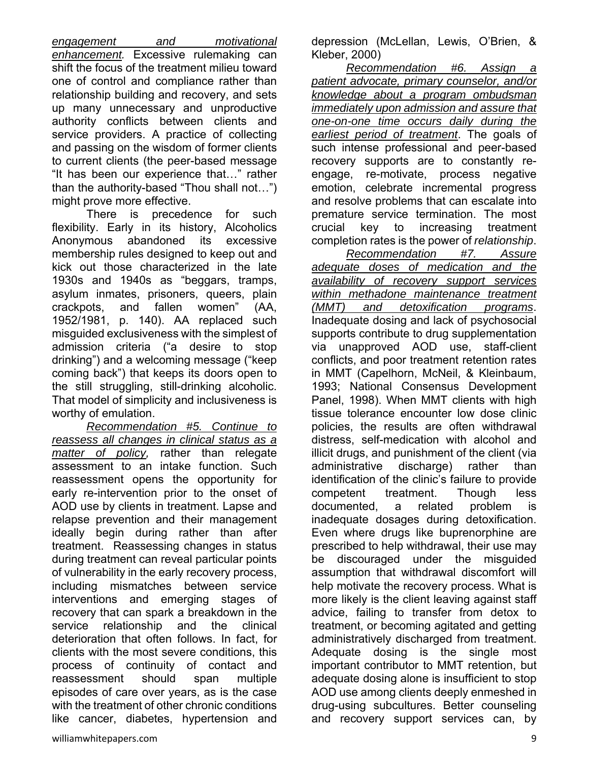*engagement and motivational enhancement.* Excessive rulemaking can shift the focus of the treatment milieu toward one of control and compliance rather than relationship building and recovery, and sets up many unnecessary and unproductive authority conflicts between clients and service providers. A practice of collecting and passing on the wisdom of former clients to current clients (the peer-based message "It has been our experience that…" rather than the authority-based "Thou shall not…") might prove more effective.

There is precedence for such flexibility. Early in its history, Alcoholics Anonymous abandoned its excessive membership rules designed to keep out and kick out those characterized in the late 1930s and 1940s as "beggars, tramps, asylum inmates, prisoners, queers, plain crackpots, and fallen women" (AA, 1952/1981, p. 140). AA replaced such misguided exclusiveness with the simplest of admission criteria ("a desire to stop drinking") and a welcoming message ("keep coming back") that keeps its doors open to the still struggling, still-drinking alcoholic. That model of simplicity and inclusiveness is worthy of emulation.

*Recommendation #5. Continue to reassess all changes in clinical status as a matter of policy,* rather than relegate assessment to an intake function. Such reassessment opens the opportunity for early re-intervention prior to the onset of AOD use by clients in treatment. Lapse and relapse prevention and their management ideally begin during rather than after treatment. Reassessing changes in status during treatment can reveal particular points of vulnerability in the early recovery process, including mismatches between service interventions and emerging stages of recovery that can spark a breakdown in the service relationship and the clinical deterioration that often follows. In fact, for clients with the most severe conditions, this process of continuity of contact and reassessment should span multiple episodes of care over years, as is the case with the treatment of other chronic conditions like cancer, diabetes, hypertension and depression (McLellan, Lewis, O'Brien, & Kleber, 2000)

*Recommendation #6. Assign a patient advocate, primary counselor, and/or knowledge about a program ombudsman immediately upon admission and assure that one-on-one time occurs daily during the earliest period of treatment*. The goals of such intense professional and peer-based recovery supports are to constantly re-engage, re-motivate, process negative emotion, celebrate incremental progress and resolve problems that can escalate into premature service termination. The most crucial key to increasing treatment completion rates is the power of *relationship*.

*Recommendation #7. Assure adequate doses of medication and the availability of recovery support services within methadone maintenance treatment (MMT) and detoxification programs*. Inadequate dosing and lack of psychosocial supports contribute to drug supplementation via unapproved AOD use, staff-client conflicts, and poor treatment retention rates in MMT (Capelhorn, McNeil, & Kleinbaum, 1993; National Consensus Development Panel, 1998). When MMT clients with high tissue tolerance encounter low dose clinic policies, the results are often withdrawal distress, self-medication with alcohol and illicit drugs, and punishment of the client (via administrative discharge) rather than identification of the clinic's failure to provide competent treatment. Though less documented, a related problem is inadequate dosages during detoxification. Even where drugs like buprenorphine are prescribed to help withdrawal, their use may be discouraged under the misguided assumption that withdrawal discomfort will help motivate the recovery process. What is more likely is the client leaving against staff advice, failing to transfer from detox to treatment, or becoming agitated and getting administratively discharged from treatment. Adequate dosing is the single most important contributor to MMT retention, but adequate dosing alone is insufficient to stop AOD use among clients deeply enmeshed in drug-using subcultures. Better counseling and recovery support services can, by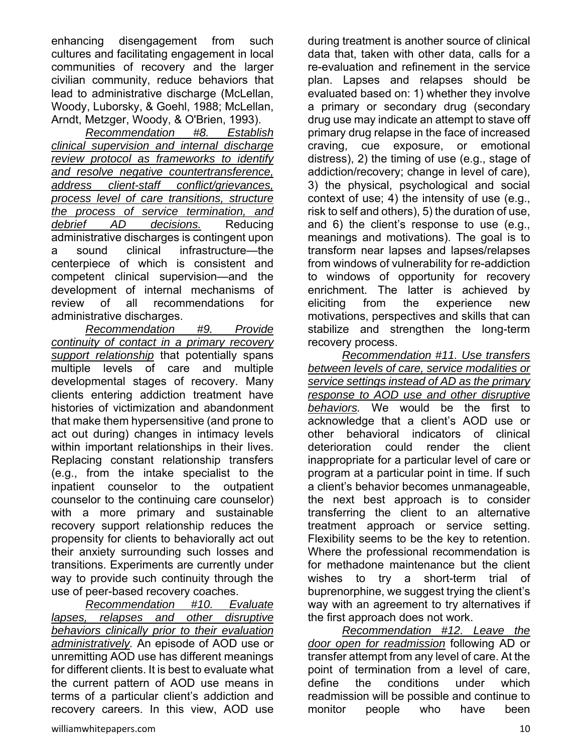enhancing disengagement from such cultures and facilitating engagement in local communities of recovery and the larger civilian community, reduce behaviors that lead to administrative discharge (McLellan, Woody, Luborsky, & Goehl, 1988; McLellan, Arndt, Metzger, Woody, & O'Brien, 1993).

*Recommendation #8. Establish clinical supervision and internal discharge review protocol as frameworks to identify and resolve negative countertransference, address client-staff conflict/grievances, process level of care transitions, structure the process of service termination, and debrief AD decisions.* Reducing administrative discharges is contingent upon a sound clinical infrastructure—the centerpiece of which is consistent and competent clinical supervision—and the development of internal mechanisms of review of all recommendations for administrative discharges.

*Recommendation #9. Provide continuity of contact in a primary recovery support relationship* that potentially spans multiple levels of care and multiple developmental stages of recovery. Many clients entering addiction treatment have histories of victimization and abandonment that make them hypersensitive (and prone to act out during) changes in intimacy levels within important relationships in their lives. Replacing constant relationship transfers (e.g., from the intake specialist to the inpatient counselor to the outpatient counselor to the continuing care counselor) with a more primary and sustainable recovery support relationship reduces the propensity for clients to behaviorally act out their anxiety surrounding such losses and transitions. Experiments are currently under way to provide such continuity through the use of peer-based recovery coaches.

*Recommendation #10. Evaluate lapses, relapses and other disruptive behaviors clinically prior to their evaluation administratively.* An episode of AOD use or unremitting AOD use has different meanings for different clients. It is best to evaluate what the current pattern of AOD use means in terms of a particular client's addiction and recovery careers. In this view, AOD use during treatment is another source of clinical data that, taken with other data, calls for a re-evaluation and refinement in the service plan. Lapses and relapses should be evaluated based on: 1) whether they involve a primary or secondary drug (secondary drug use may indicate an attempt to stave off primary drug relapse in the face of increased craving, cue exposure, or emotional distress), 2) the timing of use (e.g., stage of addiction/recovery; change in level of care), 3) the physical, psychological and social context of use; 4) the intensity of use (e.g., risk to self and others), 5) the duration of use, and 6) the client's response to use (e.g., meanings and motivations). The goal is to transform near lapses and lapses/relapses from windows of vulnerability for re-addiction to windows of opportunity for recovery enrichment. The latter is achieved by eliciting from the experience new motivations, perspectives and skills that can stabilize and strengthen the long-term recovery process.

*Recommendation #11. Use transfers between levels of care, service modalities or service settings instead of AD as the primary response to AOD use and other disruptive behaviors.* We would be the first to acknowledge that a client's AOD use or other behavioral indicators of clinical deterioration could render the client inappropriate for a particular level of care or program at a particular point in time. If such a client's behavior becomes unmanageable, the next best approach is to consider transferring the client to an alternative treatment approach or service setting. Flexibility seems to be the key to retention. Where the professional recommendation is for methadone maintenance but the client wishes to try a short-term trial of buprenorphine, we suggest trying the client's way with an agreement to try alternatives if the first approach does not work.

*Recommendation #12. Leave the door open for readmission* following AD or transfer attempt from any level of care. At the point of termination from a level of care, define the conditions under which readmission will be possible and continue to monitor people who have been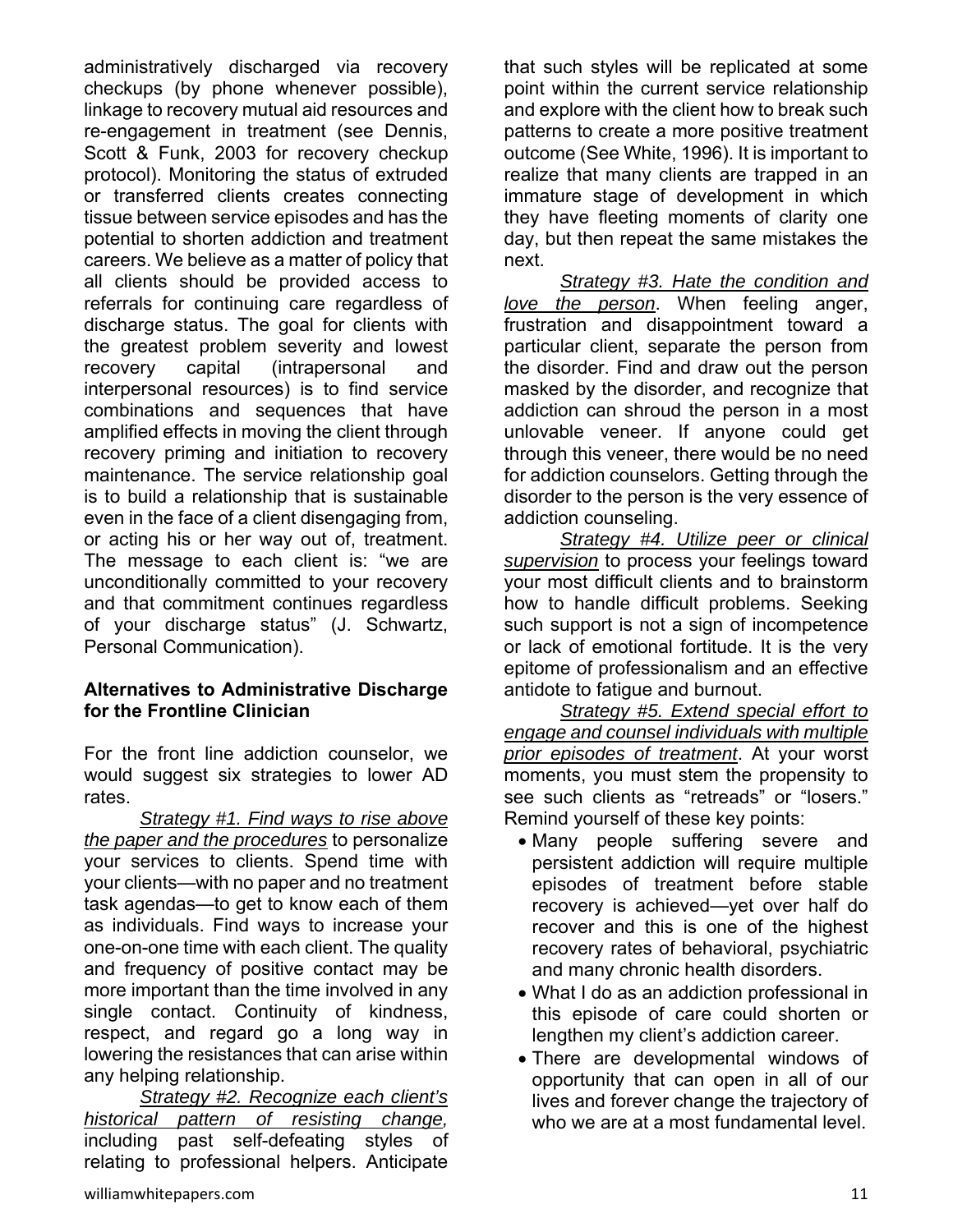administratively discharged via recovery checkups (by phone whenever possible), linkage to recovery mutual aid resources and re-engagement in treatment (see Dennis, Scott & Funk, 2003 for recovery checkup protocol). Monitoring the status of extruded or transferred clients creates connecting tissue between service episodes and has the potential to shorten addiction and treatment careers. We believe as a matter of policy that all clients should be provided access to referrals for continuing care regardless of discharge status. The goal for clients with the greatest problem severity and lowest recovery capital (intrapersonal and interpersonal resources) is to find service combinations and sequences that have amplified effects in moving the client through recovery priming and initiation to recovery maintenance. The service relationship goal is to build a relationship that is sustainable even in the face of a client disengaging from, or acting his or her way out of, treatment. The message to each client is: "we are unconditionally committed to your recovery and that commitment continues regardless of your discharge status" (J. Schwartz, Personal Communication).

**Alternatives to Administrative Discharge for the Frontline Clinician**

For the front line addiction counselor, we would suggest six strategies to lower AD rates.

*Strategy #1. Find ways to rise above the paper and the procedures* to personalize your services to clients. Spend time with your clients—with no paper and no treatment task agendas—to get to know each of them as individuals. Find ways to increase your one-on-one time with each client. The quality and frequency of positive contact may be more important than the time involved in any single contact. Continuity of kindness, respect, and regard go a long way in lowering the resistances that can arise within any helping relationship.

*Strategy #2. Recognize each client's historical pattern of resisting change,* including past self-defeating styles of relating to professional helpers. Anticipate that such styles will be replicated at some point within the current service relationship and explore with the client how to break such patterns to create a more positive treatment outcome (See White, 1996). It is important to realize that many clients are trapped in an immature stage of development in which they have fleeting moments of clarity one day, but then repeat the same mistakes the next.

*Strategy #3. Hate the condition and love the person*. When feeling anger, frustration and disappointment toward a particular client, separate the person from the disorder. Find and draw out the person masked by the disorder, and recognize that addiction can shroud the person in a most unlovable veneer. If anyone could get through this veneer, there would be no need for addiction counselors. Getting through the disorder to the person is the very essence of addiction counseling.

*Strategy #4. Utilize peer or clinical supervision* to process your feelings toward your most difficult clients and to brainstorm how to handle difficult problems. Seeking such support is not a sign of incompetence or lack of emotional fortitude. It is the very epitome of professionalism and an effective antidote to fatigue and burnout.

*Strategy #5. Extend special effort to engage and counsel individuals with multiple prior episodes of treatment*. At your worst moments, you must stem the propensity to see such clients as "retreads" or "losers." Remind yourself of these key points:

- Many people suffering severe and persistent addiction will require multiple episodes of treatment before stable recovery is achieved—yet over half do recover and this is one of the highest recovery rates of behavioral, psychiatric and many chronic health disorders.
- What I do as an addiction professional in this episode of care could shorten or lengthen my client's addiction career.
- There are developmental windows of opportunity that can open in all of our lives and forever change the trajectory of who we are at a most fundamental level.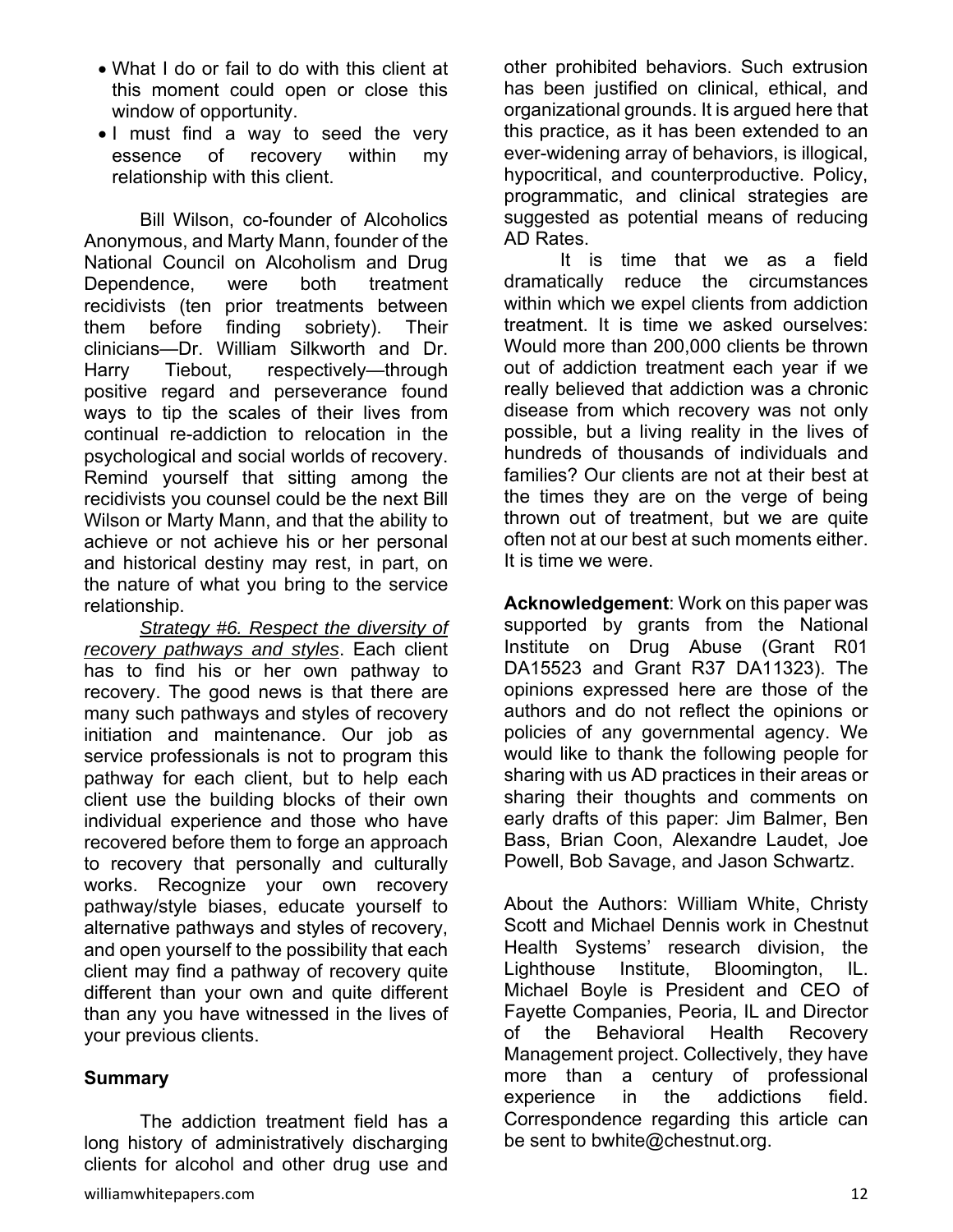- What I do or fail to do with this client at this moment could open or close this window of opportunity.
- I must find a way to seed the very essence of recovery within my relationship with this client.

Bill Wilson, co-founder of Alcoholics Anonymous, and Marty Mann, founder of the National Council on Alcoholism and Drug Dependence, were both treatment recidivists (ten prior treatments between them before finding sobriety). Their clinicians—Dr. William Silkworth and Dr. Harry Tiebout, respectively—through positive regard and perseverance found ways to tip the scales of their lives from continual re-addiction to relocation in the psychological and social worlds of recovery. Remind yourself that sitting among the recidivists you counsel could be the next Bill Wilson or Marty Mann, and that the ability to achieve or not achieve his or her personal and historical destiny may rest, in part, on the nature of what you bring to the service relationship.

*Strategy #6. Respect the diversity of recovery pathways and styles*. Each client has to find his or her own pathway to recovery. The good news is that there are many such pathways and styles of recovery initiation and maintenance. Our job as service professionals is not to program this pathway for each client, but to help each client use the building blocks of their own individual experience and those who have recovered before them to forge an approach to recovery that personally and culturally works. Recognize your own recovery pathway/style biases, educate yourself to alternative pathways and styles of recovery, and open yourself to the possibility that each client may find a pathway of recovery quite different than your own and quite different than any you have witnessed in the lives of your previous clients.

## Summary

The addiction treatment field has a long history of administratively discharging clients for alcohol and other drug use and other prohibited behaviors. Such extrusion has been justified on clinical, ethical, and organizational grounds. It is argued here that this practice, as it has been extended to an ever-widening array of behaviors, is illogical, hypocritical, and counterproductive. Policy, programmatic, and clinical strategies are suggested as potential means of reducing AD Rates.

It is time that we as a field dramatically reduce the circumstances within which we expel clients from addiction treatment. It is time we asked ourselves: Would more than 200,000 clients be thrown out of addiction treatment each year if we really believed that addiction was a chronic disease from which recovery was not only possible, but a living reality in the lives of hundreds of thousands of individuals and families? Our clients are not at their best at the times they are on the verge of being thrown out of treatment, but we are quite often not at our best at such moments either. It is time we were.

**Acknowledgement**: Work on this paper was supported by grants from the National Institute on Drug Abuse (Grant R01 DA15523 and Grant R37 DA11323). The opinions expressed here are those of the authors and do not reflect the opinions or policies of any governmental agency. We would like to thank the following people for sharing with us AD practices in their areas or sharing their thoughts and comments on early drafts of this paper: Jim Balmer, Ben Bass, Brian Coon, Alexandre Laudet, Joe Powell, Bob Savage, and Jason Schwartz.

About the Authors: William White, Christy Scott and Michael Dennis work in Chestnut Health Systems' research division, the Lighthouse Institute, Bloomington, IL. Michael Boyle is President and CEO of Fayette Companies, Peoria, IL and Director of the Behavioral Health Recovery Management project. Collectively, they have more than a century of professional experience in the addictions field. Correspondence regarding this article can be sent to bwhite@chestnut.org.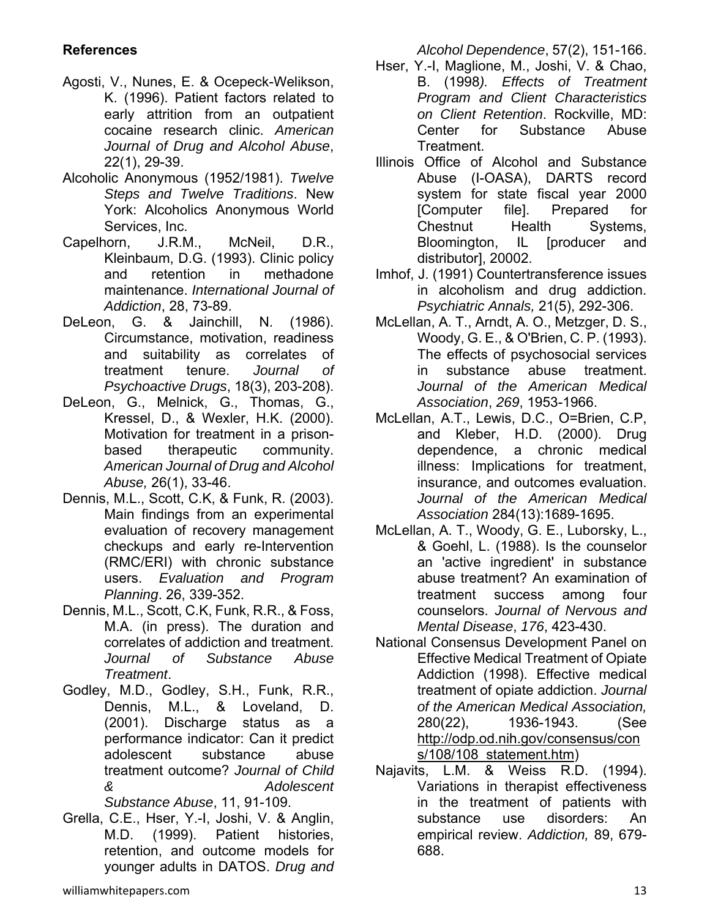**References**

Agosti, V., Nunes, E. & Ocepeck-Welikson, K. (1996). Patient factors related to early attrition from an outpatient cocaine research clinic. *American Journal of Drug and Alcohol Abuse*, 22(1), 29-39.

Alcoholic Anonymous (1952/1981). *Twelve Steps and Twelve Traditions*. New York: Alcoholics Anonymous World Services, Inc.

Capelhorn, J.R.M., McNeil, D.R., Kleinbaum, D.G. (1993). Clinic policy and retention in methadone maintenance. *International Journal of Addiction*, 28, 73-89.

DeLeon, G. & Jainchill, N. (1986). Circumstance, motivation, readiness and suitability as correlates of treatment tenure. *Journal of Psychoactive Drugs*, 18(3), 203-208).

DeLeon, G., Melnick, G., Thomas, G., Kressel, D., & Wexler, H.K. (2000). Motivation for treatment in a prison-based therapeutic community. *American Journal of Drug and Alcohol Abuse,* 26(1), 33-46.

Dennis, M.L., Scott, C.K, & Funk, R. (2003). Main findings from an experimental evaluation of recovery management checkups and early re-Intervention (RMC/ERI) with chronic substance users. *Evaluation and Program Planning*. 26, 339-352.

Dennis, M.L., Scott, C.K, Funk, R.R., & Foss, M.A. (in press). The duration and correlates of addiction and treatment. *Journal of Substance Abuse Treatment*.

Godley, M.D., Godley, S.H., Funk, R.R., Dennis, M.L., & Loveland, D. (2001). Discharge status as a performance indicator: Can it predict adolescent substance abuse treatment outcome? *Journal of Child & Adolescent Substance Abuse*, 11, 91-109.

Grella, C.E., Hser, Y.-I, Joshi, V. & Anglin, M.D. (1999). Patient histories, retention, and outcome models for younger adults in DATOS. *Drug and Alcohol Dependence*, 57(2), 151-166.

Hser, Y.-I, Maglione, M., Joshi, V. & Chao, B. (1998*). Effects of Treatment Program and Client Characteristics on Client Retention*. Rockville, MD: Center for Substance Abuse Treatment.

Illinois Office of Alcohol and Substance Abuse (I-OASA), DARTS record system for state fiscal year 2000 [Computer file]. Prepared for Chestnut Health Systems, Bloomington, IL [producer and distributor], 20002.

Imhof, J. (1991) Countertransference issues in alcoholism and drug addiction. *Psychiatric Annals,* 21(5), 292-306.

McLellan, A. T., Arndt, A. O., Metzger, D. S., Woody, G. E., & O'Brien, C. P. (1993). The effects of psychosocial services in substance abuse treatment. *Journal of the American Medical Association*, *269*, 1953-1966.

McLellan, A.T., Lewis, D.C., O=Brien, C.P, and Kleber, H.D. (2000). Drug dependence, a chronic medical illness: Implications for treatment, insurance, and outcomes evaluation. *Journal of the American Medical Association* 284(13):1689-1695.

McLellan, A. T., Woody, G. E., Luborsky, L., & Goehl, L. (1988). Is the counselor an 'active ingredient' in substance abuse treatment? An examination of treatment success among four counselors. *Journal of Nervous and Mental Disease*, *176*, 423-430.

National Consensus Development Panel on Effective Medical Treatment of Opiate Addiction (1998). Effective medical treatment of opiate addiction. *Journal of the American Medical Association,* 280(22), 1936-1943. (See http://odp.od.nih.gov/consensus/cons/108/108_statement.htm)

Najavits, L.M. & Weiss R.D. (1994). Variations in therapist effectiveness in the treatment of patients with substance use disorders: An empirical review. *Addiction,* 89, 679-688.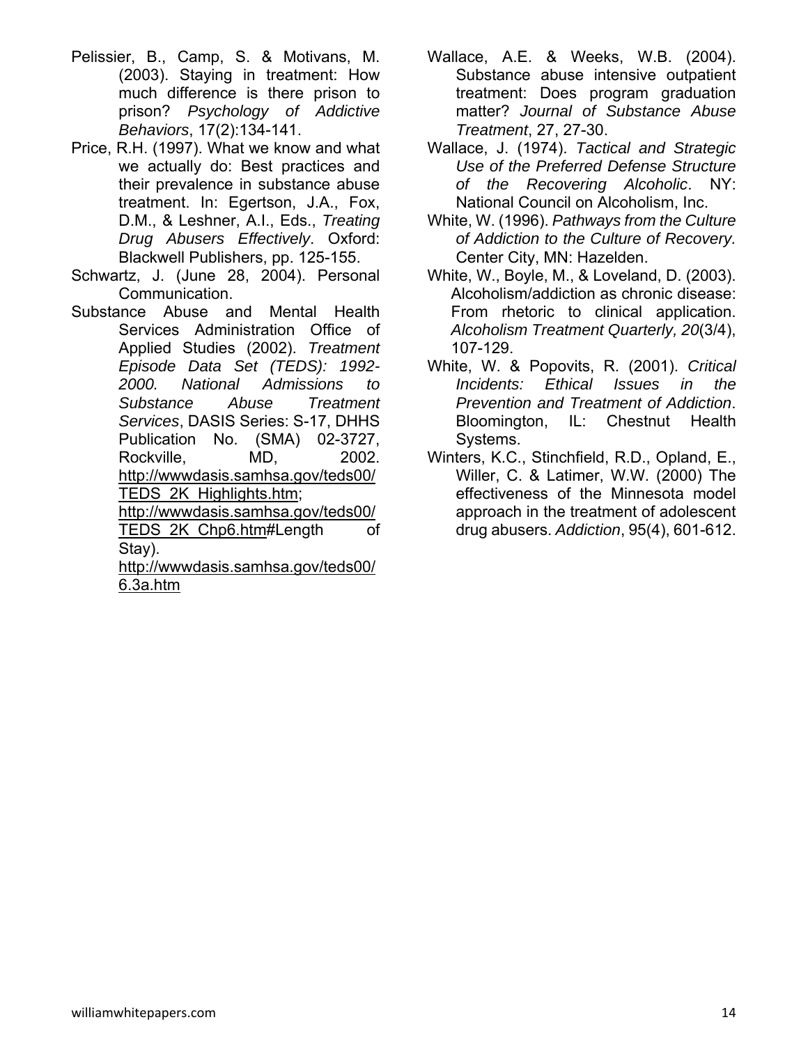Pelissier, B., Camp, S. & Motivans, M. (2003). Staying in treatment: How much difference is there prison to prison? *Psychology of Addictive Behaviors*, 17(2):134-141.

Price, R.H. (1997). What we know and what we actually do: Best practices and their prevalence in substance abuse treatment. In: Egertson, J.A., Fox, D.M., & Leshner, A.I., Eds., *Treating Drug Abusers Effectively*. Oxford: Blackwell Publishers, pp. 125-155.

Schwartz, J. (June 28, 2004). Personal Communication.

Substance Abuse and Mental Health Services Administration Office of Applied Studies (2002). *Treatment Episode Data Set (TEDS): 1992-2000. National Admissions to Substance Abuse Treatment Services*, DASIS Series: S-17, DHHS Publication No. (SMA) 02-3727, Rockville, MD, 2002. http://wwwdasis.samhsa.gov/teds00/TEDS_2K_Highlights.htm; http://wwwdasis.samhsa.gov/teds00/TEDS_2K_Chp6.htm#Length of Stay). http://wwwdasis.samhsa.gov/teds00/6.3a.htm

Wallace, A.E. & Weeks, W.B. (2004). Substance abuse intensive outpatient treatment: Does program graduation matter? *Journal of Substance Abuse Treatment*, 27, 27-30.

Wallace, J. (1974). *Tactical and Strategic Use of the Preferred Defense Structure of the Recovering Alcoholic*. NY: National Council on Alcoholism, Inc.

White, W. (1996). *Pathways from the Culture of Addiction to the Culture of Recovery.* Center City, MN: Hazelden.

White, W., Boyle, M., & Loveland, D. (2003). Alcoholism/addiction as chronic disease: From rhetoric to clinical application. *Alcoholism Treatment Quarterly, 20*(3/4), 107-129.

White, W. & Popovits, R. (2001). *Critical Incidents: Ethical Issues in the Prevention and Treatment of Addiction*. Bloomington, IL: Chestnut Health Systems.

Winters, K.C., Stinchfield, R.D., Opland, E., Willer, C. & Latimer, W.W. (2000) The effectiveness of the Minnesota model approach in the treatment of adolescent drug abusers. *Addiction*, 95(4), 601-612.